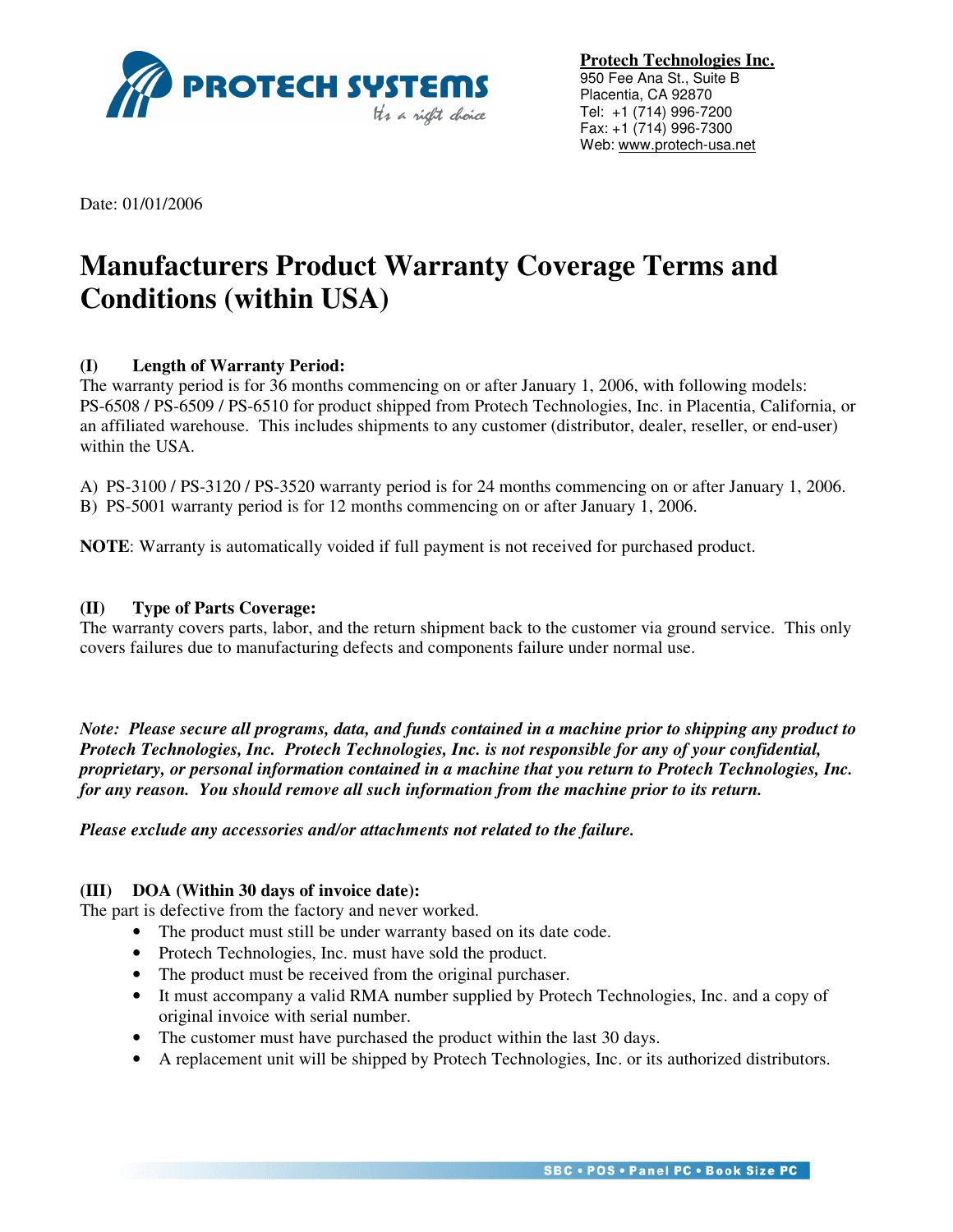PROTECH SYSTEMS
It's a right choice

**Protech Technologies Inc.**
950 Fee Ana St., Suite B
Placentia, CA 92870
Tel: +1 (714) 996-7200
Fax: +1 (714) 996-7300
Web: www.protech-usa.net

Date: 01/01/2006

# Manufacturers Product Warranty Coverage Terms and Conditions (within USA)

### (I) Length of Warranty Period:

The warranty period is for 36 months commencing on or after January 1, 2006, with following models: PS-6508 / PS-6509 / PS-6510 for product shipped from Protech Technologies, Inc. in Placentia, California, or an affiliated warehouse. This includes shipments to any customer (distributor, dealer, reseller, or end-user) within the USA.

A) PS-3100 / PS-3120 / PS-3520 warranty period is for 24 months commencing on or after January 1, 2006.
B) PS-5001 warranty period is for 12 months commencing on or after January 1, 2006.

**NOTE**: Warranty is automatically voided if full payment is not received for purchased product.

### (II) Type of Parts Coverage:

The warranty covers parts, labor, and the return shipment back to the customer via ground service. This only covers failures due to manufacturing defects and components failure under normal use.

***Note: Please secure all programs, data, and funds contained in a machine prior to shipping any product to Protech Technologies, Inc. Protech Technologies, Inc. is not responsible for any of your confidential, proprietary, or personal information contained in a machine that you return to Protech Technologies, Inc. for any reason. You should remove all such information from the machine prior to its return.***

***Please exclude any accessories and/or attachments not related to the failure.***

### (III) DOA (Within 30 days of invoice date):

The part is defective from the factory and never worked.

- The product must still be under warranty based on its date code.
- Protech Technologies, Inc. must have sold the product.
- The product must be received from the original purchaser.
- It must accompany a valid RMA number supplied by Protech Technologies, Inc. and a copy of original invoice with serial number.
- The customer must have purchased the product within the last 30 days.
- A replacement unit will be shipped by Protech Technologies, Inc. or its authorized distributors.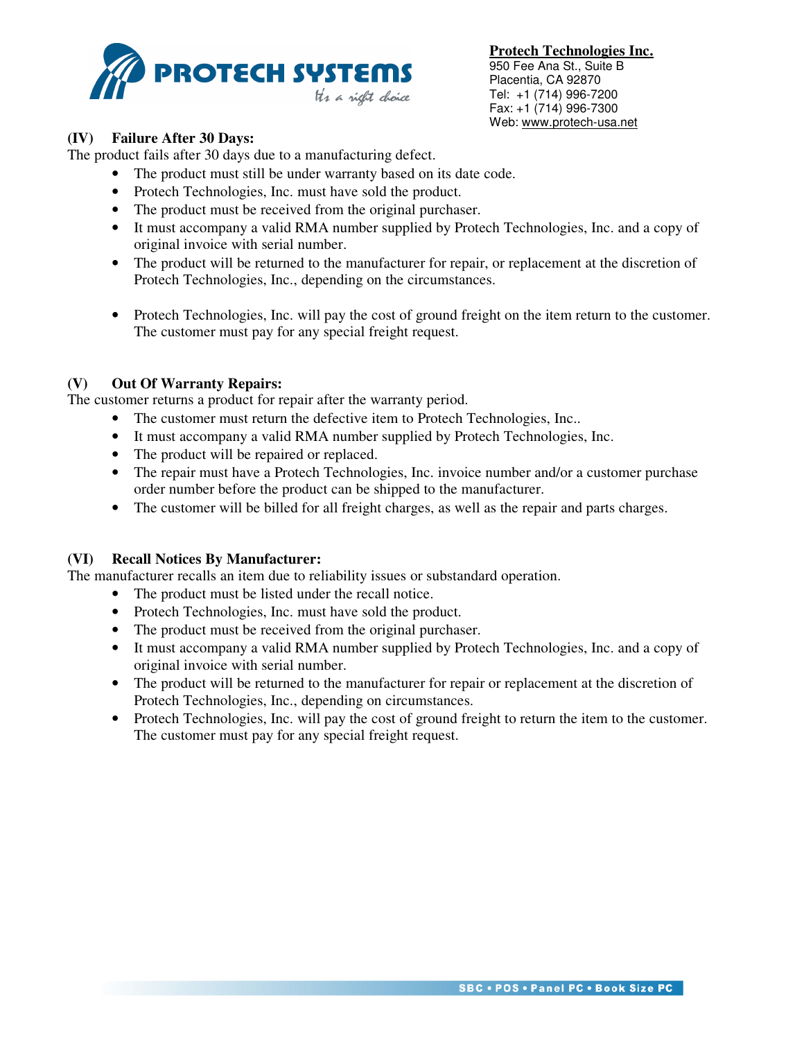**Protech Technologies Inc.**
950 Fee Ana St., Suite B
Placentia, CA 92870
Tel: +1 (714) 996-7200
Fax: +1 (714) 996-7300
Web: www.protech-usa.net

### (IV) Failure After 30 Days:

The product fails after 30 days due to a manufacturing defect.

- The product must still be under warranty based on its date code.
- Protech Technologies, Inc. must have sold the product.
- The product must be received from the original purchaser.
- It must accompany a valid RMA number supplied by Protech Technologies, Inc. and a copy of original invoice with serial number.
- The product will be returned to the manufacturer for repair, or replacement at the discretion of Protech Technologies, Inc., depending on the circumstances.
- Protech Technologies, Inc. will pay the cost of ground freight on the item return to the customer. The customer must pay for any special freight request.

### (V) Out Of Warranty Repairs:

The customer returns a product for repair after the warranty period.

- The customer must return the defective item to Protech Technologies, Inc..
- It must accompany a valid RMA number supplied by Protech Technologies, Inc.
- The product will be repaired or replaced.
- The repair must have a Protech Technologies, Inc. invoice number and/or a customer purchase order number before the product can be shipped to the manufacturer.
- The customer will be billed for all freight charges, as well as the repair and parts charges.

### (VI) Recall Notices By Manufacturer:

The manufacturer recalls an item due to reliability issues or substandard operation.

- The product must be listed under the recall notice.
- Protech Technologies, Inc. must have sold the product.
- The product must be received from the original purchaser.
- It must accompany a valid RMA number supplied by Protech Technologies, Inc. and a copy of original invoice with serial number.
- The product will be returned to the manufacturer for repair or replacement at the discretion of Protech Technologies, Inc., depending on circumstances.
- Protech Technologies, Inc. will pay the cost of ground freight to return the item to the customer. The customer must pay for any special freight request.